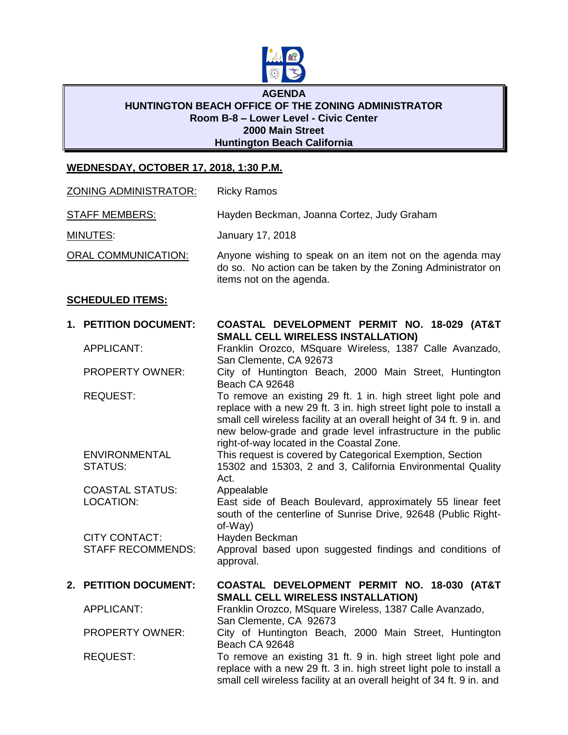**AGENDA**
**HUNTINGTON BEACH OFFICE OF THE ZONING ADMINISTRATOR**
**Room B-8 – Lower Level - Civic Center**
**2000 Main Street**
**Huntington Beach California**

**WEDNESDAY, OCTOBER 17, 2018, 1:30 P.M.**

ZONING ADMINISTRATOR: Ricky Ramos

STAFF MEMBERS: Hayden Beckman, Joanna Cortez, Judy Graham

MINUTES: January 17, 2018

ORAL COMMUNICATION: Anyone wishing to speak on an item not on the agenda may do so. No action can be taken by the Zoning Administrator on items not on the agenda.

**SCHEDULED ITEMS:**

**1. PETITION DOCUMENT:** **COASTAL DEVELOPMENT PERMIT NO. 18-029 (AT&T SMALL CELL WIRELESS INSTALLATION)**

APPLICANT: Franklin Orozco, MSquare Wireless, 1387 Calle Avanzado, San Clemente, CA 92673

PROPERTY OWNER: City of Huntington Beach, 2000 Main Street, Huntington Beach CA 92648

REQUEST: To remove an existing 29 ft. 1 in. high street light pole and replace with a new 29 ft. 3 in. high street light pole to install a small cell wireless facility at an overall height of 34 ft. 9 in. and new below-grade and grade level infrastructure in the public right-of-way located in the Coastal Zone.

ENVIRONMENTAL STATUS: This request is covered by Categorical Exemption, Section 15302 and 15303, 2 and 3, California Environmental Quality Act.

COASTAL STATUS: Appealable

LOCATION: East side of Beach Boulevard, approximately 55 linear feet south of the centerline of Sunrise Drive, 92648 (Public Right-of-Way)

CITY CONTACT: Hayden Beckman

STAFF RECOMMENDS: Approval based upon suggested findings and conditions of approval.

**2. PETITION DOCUMENT:** **COASTAL DEVELOPMENT PERMIT NO. 18-030 (AT&T SMALL CELL WIRELESS INSTALLATION)**

APPLICANT: Franklin Orozco, MSquare Wireless, 1387 Calle Avanzado, San Clemente, CA 92673

PROPERTY OWNER: City of Huntington Beach, 2000 Main Street, Huntington Beach CA 92648

REQUEST: To remove an existing 31 ft. 9 in. high street light pole and replace with a new 29 ft. 3 in. high street light pole to install a small cell wireless facility at an overall height of 34 ft. 9 in. and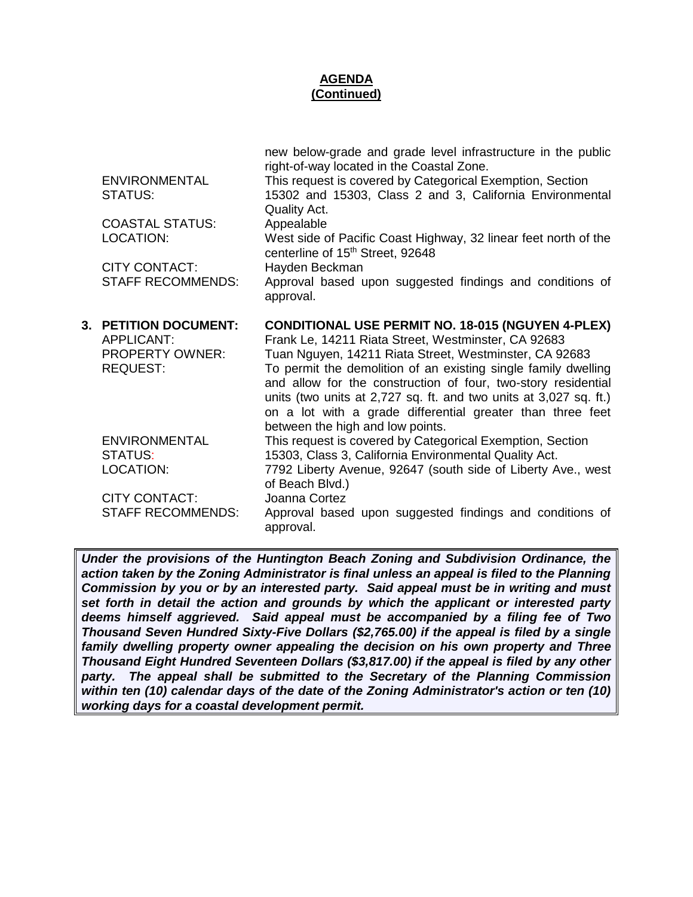**AGENDA**
**(Continued)**

| | |
|---|---|
| | new below-grade and grade level infrastructure in the public right-of-way located in the Coastal Zone. |
| ENVIRONMENTAL STATUS: | This request is covered by Categorical Exemption, Section 15302 and 15303, Class 2 and 3, California Environmental Quality Act. |
| COASTAL STATUS: | Appealable |
| LOCATION: | West side of Pacific Coast Highway, 32 linear feet north of the centerline of 15th Street, 92648 |
| CITY CONTACT: | Hayden Beckman |
| STAFF RECOMMENDS: | Approval based upon suggested findings and conditions of approval. |

3. **PETITION DOCUMENT:** **CONDITIONAL USE PERMIT NO. 18-015 (NGUYEN 4-PLEX)**

| | |
|---|---|
| APPLICANT: | Frank Le, 14211 Riata Street, Westminster, CA 92683 |
| PROPERTY OWNER: | Tuan Nguyen, 14211 Riata Street, Westminster, CA 92683 |
| REQUEST: | To permit the demolition of an existing single family dwelling and allow for the construction of four, two-story residential units (two units at 2,727 sq. ft. and two units at 3,027 sq. ft.) on a lot with a grade differential greater than three feet between the high and low points. |
| ENVIRONMENTAL STATUS: | This request is covered by Categorical Exemption, Section 15303, Class 3, California Environmental Quality Act. |
| LOCATION: | 7792 Liberty Avenue, 92647 (south side of Liberty Ave., west of Beach Blvd.) |
| CITY CONTACT: | Joanna Cortez |
| STAFF RECOMMENDS: | Approval based upon suggested findings and conditions of approval. |

***Under the provisions of the Huntington Beach Zoning and Subdivision Ordinance, the action taken by the Zoning Administrator is final unless an appeal is filed to the Planning Commission by you or by an interested party. Said appeal must be in writing and must set forth in detail the action and grounds by which the applicant or interested party deems himself aggrieved. Said appeal must be accompanied by a filing fee of Two Thousand Seven Hundred Sixty-Five Dollars ($2,765.00) if the appeal is filed by a single family dwelling property owner appealing the decision on his own property and Three Thousand Eight Hundred Seventeen Dollars ($3,817.00) if the appeal is filed by any other party. The appeal shall be submitted to the Secretary of the Planning Commission within ten (10) calendar days of the date of the Zoning Administrator's action or ten (10) working days for a coastal development permit.***